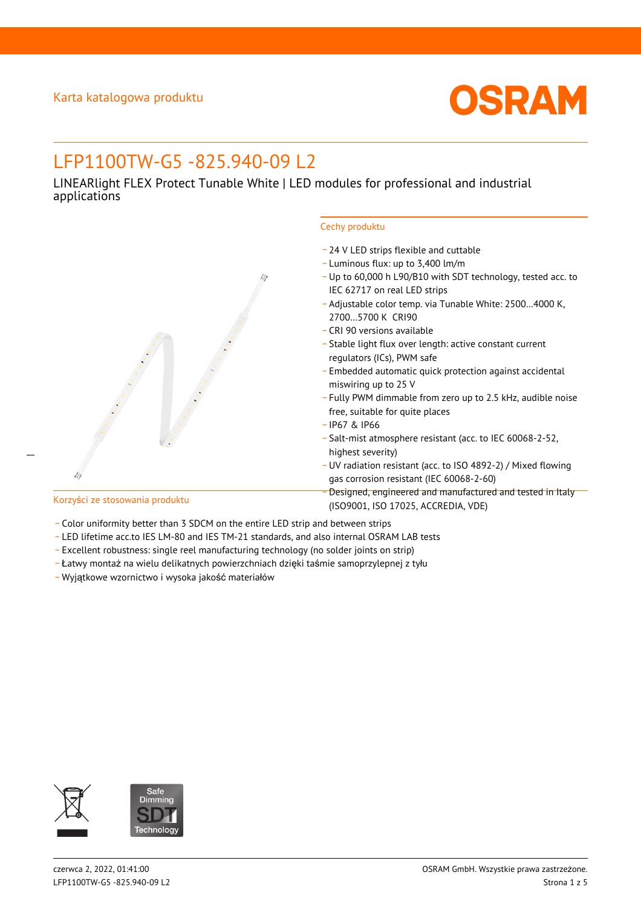Karta katalogowa produktu

# LFP1100TW-G5 -825.940-09 L2

LINEARlight FLEX Protect Tunable White | LED modules for professional and industrial applications

## Cechy produktu

- 24 V LED strips flexible and cuttable
- Luminous flux: up to 3,400 lm/m
- Up to 60,000 h L90/B10 with SDT technology, tested acc. to IEC 62717 on real LED strips
- Adjustable color temp. via Tunable White: 2500…4000 K, 2700…5700 K CRI90
- CRI 90 versions available
- Stable light flux over length: active constant current regulators (ICs), PWM safe
- Embedded automatic quick protection against accidental miswiring up to 25 V
- Fully PWM dimmable from zero up to 2.5 kHz, audible noise free, suitable for quite places
- IP67 & IP66
- Salt-mist atmosphere resistant (acc. to IEC 60068-2-52, highest severity)
- UV radiation resistant (acc. to ISO 4892-2) / Mixed flowing gas corrosion resistant (IEC 60068-2-60)
- Designed, engineered and manufactured and tested in Italy (ISO9001, ISO 17025, ACCREDIA, VDE)

## Korzyści ze stosowania produktu

- Color uniformity better than 3 SDCM on the entire LED strip and between strips
- LED lifetime acc.to IES LM-80 and IES TM-21 standards, and also internal OSRAM LAB tests
- Excellent robustness: single reel manufacturing technology (no solder joints on strip)
- Łatwy montaż na wielu delikatnych powierzchniach dzięki taśmie samoprzylepnej z tyłu
- Wyjątkowe wzornictwo i wysoka jakość materiałów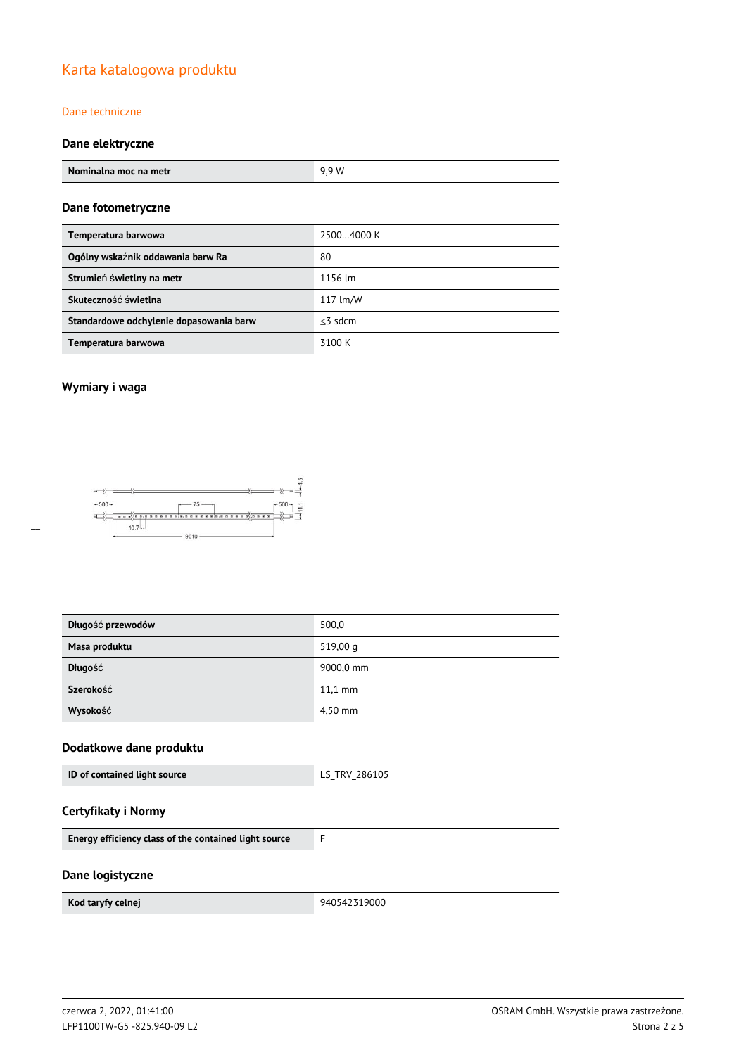# Karta katalogowa produktu

Dane techniczne

### Dane elektryczne

| Nominalna moc na metr | 9,9 W |
|---|---|

### Dane fotometryczne

| Temperatura barwowa | 2500…4000 K |
|---|---|
| Ogólny wskaźnik oddawania barw Ra | 80 |
| Strumień świetlny na metr | 1156 lm |
| Skuteczność świetlna | 117 lm/W |
| Standardowe odchylenie dopasowania barw | ≤3 sdcm |
| Temperatura barwowa | 3100 K |

### Wymiary i waga

| Długość przewodów | 500,0 |
|---|---|
| Masa produktu | 519,00 g |
| Długość | 9000,0 mm |
| Szerokość | 11,1 mm |
| Wysokość | 4,50 mm |

### Dodatkowe dane produktu

| ID of contained light source | LS_TRV_286105 |
|---|---|

### Certyfikaty i Normy

| Energy efficiency class of the contained light source | F |
|---|---|

### Dane logistyczne

| Kod taryfy celnej | 940542319000 |
|---|---|

czerwca 2, 2022, 01:41:00
LFP1100TW-G5 -825.940-09 L2

OSRAM GmbH. Wszystkie prawa zastrzeżone.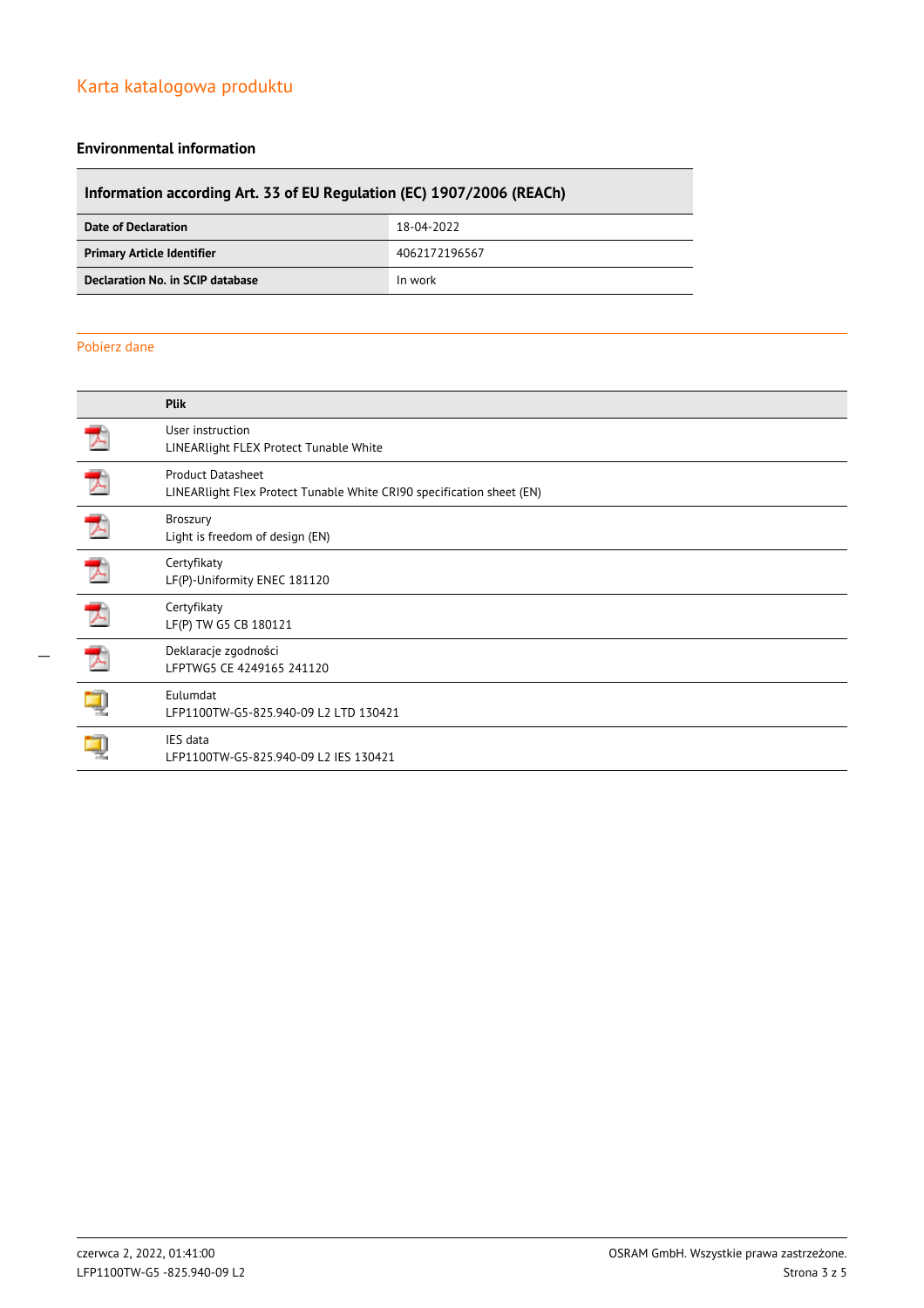# Karta katalogowa produktu

## Environmental information

| Information according Art. 33 of EU Regulation (EC) 1907/2006 (REACh) | |
|---|---|
| **Date of Declaration** | 18-04-2022 |
| **Primary Article Identifier** | 4062172196567 |
| **Declaration No. in SCIP database** | In work |

## Pobierz dane

| | Plik |
|---|---|
| | User instruction<br>LINEARlight FLEX Protect Tunable White |
| | Product Datasheet<br>LINEARlight Flex Protect Tunable White CRI90 specification sheet (EN) |
| | Broszury<br>Light is freedom of design (EN) |
| | Certyfikaty<br>LF(P)-Uniformity ENEC 181120 |
| | Certyfikaty<br>LF(P) TW G5 CB 180121 |
| | Deklaracje zgodności<br>LFPTWG5 CE 4249165 241120 |
| | Eulumdat<br>LFP1100TW-G5-825.940-09 L2 LTD 130421 |
| | IES data<br>LFP1100TW-G5-825.940-09 L2 IES 130421 |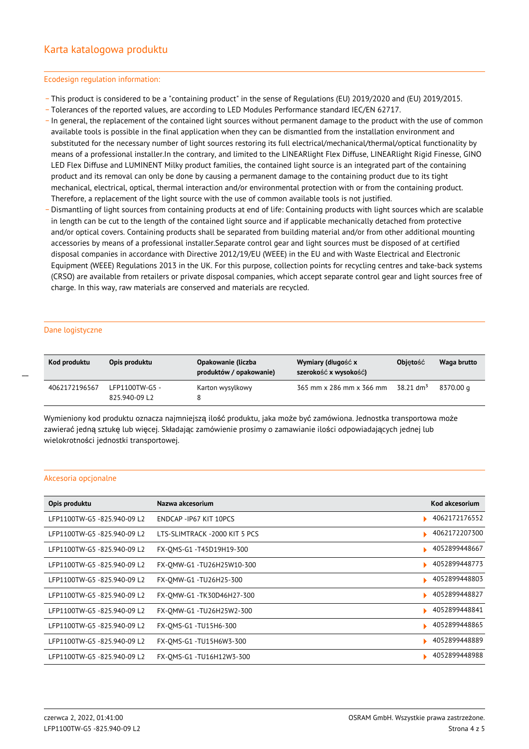# Karta katalogowa produktu

## Ecodesign regulation information:

- This product is considered to be a "containing product" in the sense of Regulations (EU) 2019/2020 and (EU) 2019/2015.
- Tolerances of the reported values, are according to LED Modules Performance standard IEC/EN 62717.
- In general, the replacement of the contained light sources without permanent damage to the product with the use of common available tools is possible in the final application when they can be dismantled from the installation environment and substituted for the necessary number of light sources restoring its full electrical/mechanical/thermal/optical functionality by means of a professional installer.In the contrary, and limited to the LINEARlight Flex Diffuse, LINEARlight Rigid Finesse, GINO LED Flex Diffuse and LUMINENT Milky product families, the contained light source is an integrated part of the containing product and its removal can only be done by causing a permanent damage to the containing product due to its tight mechanical, electrical, optical, thermal interaction and/or environmental protection with or from the containing product. Therefore, a replacement of the light source with the use of common available tools is not justified.
- Dismantling of light sources from containing products at end of life: Containing products with light sources which are scalable in length can be cut to the length of the contained light source and if applicable mechanically detached from protective and/or optical covers. Containing products shall be separated from building material and/or from other additional mounting accessories by means of a professional installer.Separate control gear and light sources must be disposed of at certified disposal companies in accordance with Directive 2012/19/EU (WEEE) in the EU and with Waste Electrical and Electronic Equipment (WEEE) Regulations 2013 in the UK. For this purpose, collection points for recycling centres and take-back systems (CRSO) are available from retailers or private disposal companies, which accept separate control gear and light sources free of charge. In this way, raw materials are conserved and materials are recycled.

## Dane logistyczne

| Kod produktu | Opis produktu | Opakowanie (liczba produktów / opakowanie) | Wymiary (długość x szerokość x wysokość) | Objętość | Waga brutto |
|---|---|---|---|---|---|
| 4062172196567 | LFP1100TW-G5 - 825.940-09 L2 | Karton wysylkowy 8 | 365 mm x 286 mm x 366 mm | 38.21 dm³ | 8370.00 g |

Wymieniony kod produktu oznacza najmniejszą ilość produktu, jaka może być zamówiona. Jednostka transportowa może zawierać jedną sztukę lub więcej. Składając zamówienie prosimy o zamawianie ilości odpowiadających jednej lub wielokrotności jednostki transportowej.

## Akcesoria opcjonalne

| Opis produktu | Nazwa akcesorium | Kod akcesorium |
|---|---|---|
| LFP1100TW-G5 -825.940-09 L2 | ENDCAP -IP67 KIT 10PCS | 4062172176552 |
| LFP1100TW-G5 -825.940-09 L2 | LTS-SLIMTRACK -2000 KIT 5 PCS | 4062172207300 |
| LFP1100TW-G5 -825.940-09 L2 | FX-QMS-G1 -T45D19H19-300 | 4052899448667 |
| LFP1100TW-G5 -825.940-09 L2 | FX-QMW-G1 -TU26H25W10-300 | 4052899448773 |
| LFP1100TW-G5 -825.940-09 L2 | FX-QMW-G1 -TU26H25-300 | 4052899448803 |
| LFP1100TW-G5 -825.940-09 L2 | FX-QMW-G1 -TK30D46H27-300 | 4052899448827 |
| LFP1100TW-G5 -825.940-09 L2 | FX-QMW-G1 -TU26H25W2-300 | 4052899448841 |
| LFP1100TW-G5 -825.940-09 L2 | FX-QMS-G1 -TU15H6-300 | 4052899448865 |
| LFP1100TW-G5 -825.940-09 L2 | FX-QMS-G1 -TU15H6W3-300 | 4052899448889 |
| LFP1100TW-G5 -825.940-09 L2 | FX-QMS-G1 -TU16H12W3-300 | 4052899448988 |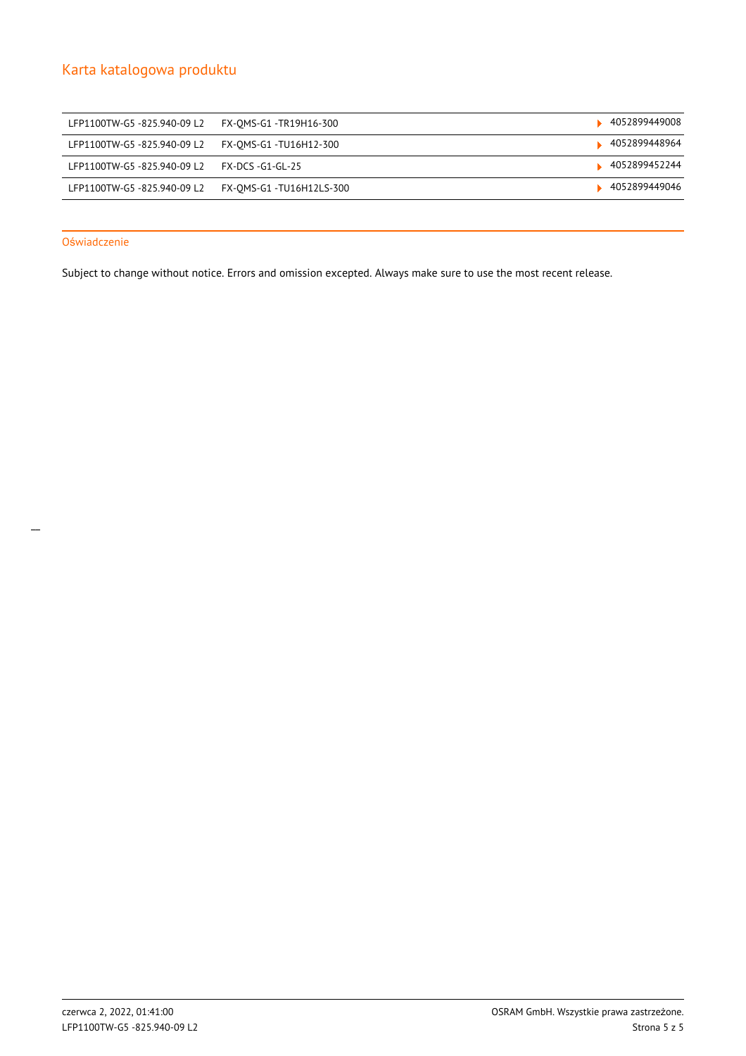# Karta katalogowa produktu

| | | |
|---|---|---|
| LFP1100TW-G5 -825.940-09 L2 | FX-QMS-G1 -TR19H16-300 | 4052899449008 |
| LFP1100TW-G5 -825.940-09 L2 | FX-QMS-G1 -TU16H12-300 | 4052899448964 |
| LFP1100TW-G5 -825.940-09 L2 | FX-DCS -G1-GL-25 | 4052899452244 |
| LFP1100TW-G5 -825.940-09 L2 | FX-QMS-G1 -TU16H12LS-300 | 4052899449046 |

## Oświadczenie

Subject to change without notice. Errors and omission excepted. Always make sure to use the most recent release.